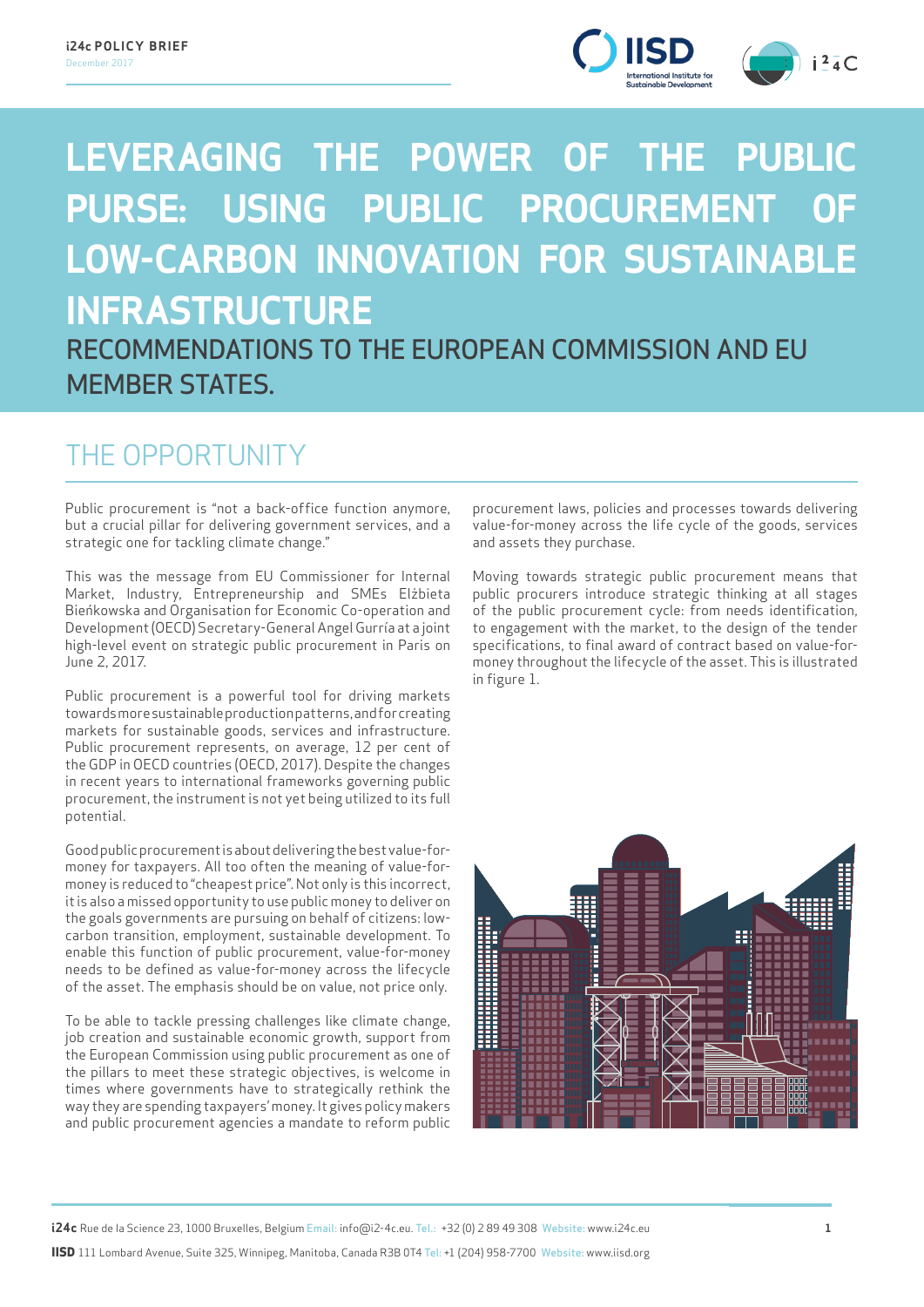**i24c POLICY BRIEF**
December 2017

# LEVERAGING THE POWER OF THE PUBLIC PURSE: USING PUBLIC PROCUREMENT OF LOW-CARBON INNOVATION FOR SUSTAINABLE INFRASTRUCTURE

## RECOMMENDATIONS TO THE EUROPEAN COMMISSION AND EU MEMBER STATES.

## THE OPPORTUNITY

Public procurement is "not a back-office function anymore, but a crucial pillar for delivering government services, and a strategic one for tackling climate change."

This was the message from EU Commissioner for Internal Market, Industry, Entrepreneurship and SMEs Elżbieta Bieńkowska and Organisation for Economic Co-operation and Development (OECD) Secretary-General Angel Gurría at a joint high-level event on strategic public procurement in Paris on June 2, 2017.

Public procurement is a powerful tool for driving markets towards more sustainable production patterns, and for creating markets for sustainable goods, services and infrastructure. Public procurement represents, on average, 12 per cent of the GDP in OECD countries (OECD, 2017). Despite the changes in recent years to international frameworks governing public procurement, the instrument is not yet being utilized to its full potential.

Good public procurement is about delivering the best value-for-money for taxpayers. All too often the meaning of value-for-money is reduced to "cheapest price". Not only is this incorrect, it is also a missed opportunity to use public money to deliver on the goals governments are pursuing on behalf of citizens: low-carbon transition, employment, sustainable development. To enable this function of public procurement, value-for-money needs to be defined as value-for-money across the lifecycle of the asset. The emphasis should be on value, not price only.

To be able to tackle pressing challenges like climate change, job creation and sustainable economic growth, support from the European Commission using public procurement as one of the pillars to meet these strategic objectives, is welcome in times where governments have to strategically rethink the way they are spending taxpayers' money. It gives policy makers and public procurement agencies a mandate to reform public procurement laws, policies and processes towards delivering value-for-money across the life cycle of the goods, services and assets they purchase.

Moving towards strategic public procurement means that public procurers introduce strategic thinking at all stages of the public procurement cycle: from needs identification, to engagement with the market, to the design of the tender specifications, to final award of contract based on value-for-money throughout the lifecycle of the asset. This is illustrated in figure 1.

**i24c** Rue de la Science 23, 1000 Bruxelles, Belgium Email: info@i2-4c.eu. Tel.: +32 (0) 2 89 49 308 Website: www.i24c.eu

**IISD** 111 Lombard Avenue, Suite 325, Winnipeg, Manitoba, Canada R3B 0T4 Tel: +1 (204) 958-7700 Website: www.iisd.org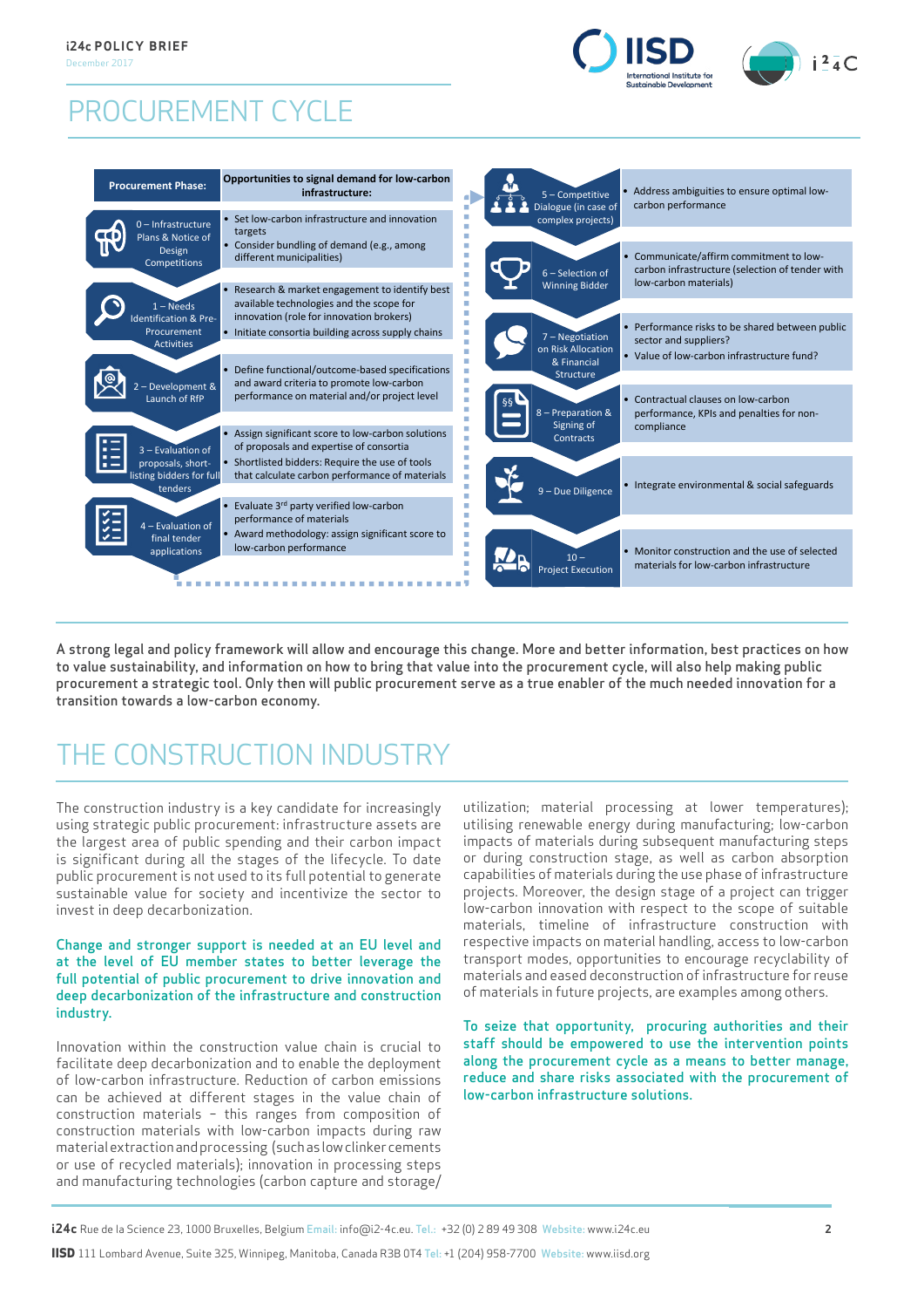# PROCUREMENT CYCLE

| Procurement Phase: | Opportunities to signal demand for low-carbon infrastructure: |
|---|---|
| 0 – Infrastructure Plans & Notice of Design Competitions | • Set low-carbon infrastructure and innovation targets<br>• Consider bundling of demand (e.g., among different municipalities) |
| 1 – Needs Identification & Pre-Procurement Activities | • Research & market engagement to identify best available technologies and the scope for innovation (role for innovation brokers)<br>• Initiate consortia building across supply chains |
| 2 – Development & Launch of RfP | • Define functional/outcome-based specifications and award criteria to promote low-carbon performance on material and/or project level |
| 3 – Evaluation of proposals, short-listing bidders for full tenders | • Assign significant score to low-carbon solutions of proposals and expertise of consortia<br>• Shortlisted bidders: Require the use of tools that calculate carbon performance of materials |
| 4 – Evaluation of final tender applications | • Evaluate 3rd party verified low-carbon performance of materials<br>• Award methodology: assign significant score to low-carbon performance |
| 5 – Competitive Dialogue (in case of complex projects) | • Address ambiguities to ensure optimal low-carbon performance |
| 6 – Selection of Winning Bidder | • Communicate/affirm commitment to low-carbon infrastructure (selection of tender with low-carbon materials) |
| 7 – Negotiation on Risk Allocation & Financial Structure | • Performance risks to be shared between public sector and suppliers?<br>• Value of low-carbon infrastructure fund? |
| 8 – Preparation & Signing of Contracts | • Contractual clauses on low-carbon performance, KPIs and penalties for non-compliance |
| 9 – Due Diligence | • Integrate environmental & social safeguards |
| 10 – Project Execution | • Monitor construction and the use of selected materials for low-carbon infrastructure |

A strong legal and policy framework will allow and encourage this change. More and better information, best practices on how to value sustainability, and information on how to bring that value into the procurement cycle, will also help making public procurement a strategic tool. Only then will public procurement serve as a true enabler of the much needed innovation for a transition towards a low-carbon economy.

# THE CONSTRUCTION INDUSTRY

The construction industry is a key candidate for increasingly using strategic public procurement: infrastructure assets are the largest area of public spending and their carbon impact is significant during all the stages of the lifecycle. To date public procurement is not used to its full potential to generate sustainable value for society and incentivize the sector to invest in deep decarbonization.

**Change and stronger support is needed at an EU level and at the level of EU member states to better leverage the full potential of public procurement to drive innovation and deep decarbonization of the infrastructure and construction industry.**

Innovation within the construction value chain is crucial to facilitate deep decarbonization and to enable the deployment of low-carbon construction solutions. Reduction of carbon emissions can be achieved at different stages in the value chain of construction materials – this ranges from composition of construction materials with low-carbon impacts during raw material extraction and processing (such as low clinker cements or use of recycled materials); innovation in processing steps and manufacturing technologies (carbon capture and storage/utilization; material processing at lower temperatures); utilising renewable energy during manufacturing; low-carbon impacts of materials during subsequent manufacturing steps or during construction stage, as well as carbon absorption capabilities of materials during the use phase of infrastructure projects. Moreover, the design stage of a project can trigger low-carbon innovation with respect to the scope of suitable materials, timeline of infrastructure construction with respective impacts on material handling, access to low-carbon transport modes, opportunities to encourage recyclability of materials and eased deconstruction of infrastructure for reuse of materials in future projects, are examples among others.

**To seize that opportunity, procuring authorities and their staff should be empowered to use the intervention points along the procurement cycle as a means to better manage, reduce and share risks associated with the procurement of low-carbon infrastructure solutions.**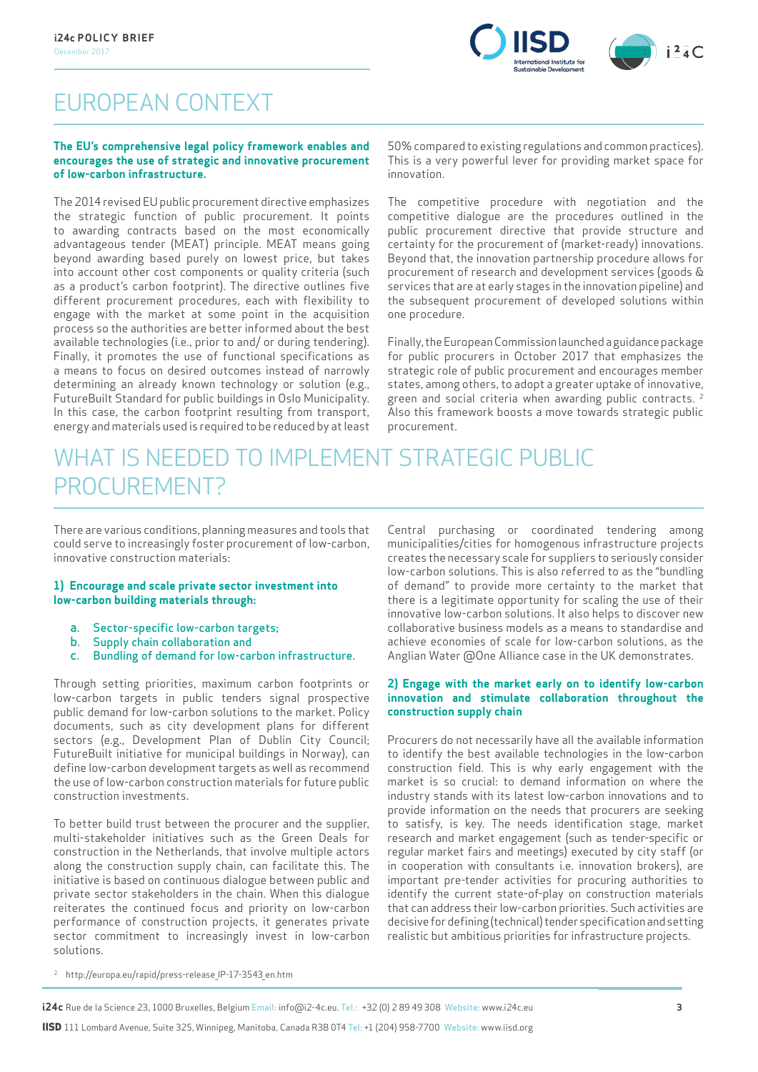# EUROPEAN CONTEXT

**The EU's comprehensive legal policy framework enables and encourages the use of strategic and innovative procurement of low-carbon infrastructure.**

The 2014 revised EU public procurement directive emphasizes the strategic function of public procurement. It points to awarding contracts based on the most economically advantageous tender (MEAT) principle. MEAT means going beyond awarding based purely on lowest price, but takes into account other cost components or quality criteria (such as a product's carbon footprint). The directive outlines five different procurement procedures, each with flexibility to engage with the market at some point in the acquisition process so the authorities are better informed about the best available technologies (i.e., prior to and/ or during tendering). Finally, it promotes the use of functional specifications as a means to focus on desired outcomes instead of narrowly determining an already known technology or solution (e.g., FutureBuilt Standard for public buildings in Oslo Municipality. In this case, the carbon footprint resulting from transport, energy and materials used is required to be reduced by at least 50% compared to existing regulations and common practices). This is a very powerful lever for providing market space for innovation.

The competitive procedure with negotiation and the competitive dialogue are the procedures outlined in the public procurement directive that provide structure and certainty for the procurement of (market-ready) innovations. Beyond that, the innovation partnership procedure allows for procurement of research and development services (goods & services that are at early stages in the innovation pipeline) and the subsequent procurement of developed solutions within one procedure.

Finally, the European Commission launched a guidance package for public procurers in October 2017 that emphasizes the strategic role of public procurement and encourages member states, among others, to adopt a greater uptake of innovative, green and social criteria when awarding public contracts. [2] Also this framework boosts a move towards strategic public procurement.

# WHAT IS NEEDED TO IMPLEMENT STRATEGIC PUBLIC PROCUREMENT?

There are various conditions, planning measures and tools that could serve to increasingly foster procurement of low-carbon, innovative construction materials:

### 1) Encourage and scale private sector investment into low-carbon building materials through:

a. Sector-specific low-carbon targets;
b. Supply chain collaboration and
c. Bundling of demand for low-carbon infrastructure.

Through setting priorities, maximum carbon footprints or low-carbon targets in public tenders signal prospective public demand for low-carbon solutions to the market. Policy documents, such as city development plans for different sectors (e.g., Development Plan of Dublin City Council; FutureBuilt initiative for municipal buildings in Norway), can define low-carbon development targets as well as recommend the use of low-carbon construction materials for future public construction investments.

To better build trust between the procurer and the supplier, multi-stakeholder initiatives such as the Green Deals for construction in the Netherlands, that involve multiple actors along the construction supply chain, can facilitate this. The initiative is based on continuous dialogue between public and private sector stakeholders in the chain. When this dialogue reiterates the continued focus and priority on low-carbon performance of construction projects, it generates private sector commitment to increasingly invest in low-carbon solutions.

Central purchasing or coordinated tendering among municipalities/cities for homogenous infrastructure projects creates the necessary scale for suppliers to seriously consider low-carbon solutions. This is also referred to as the "bundling of demand" to provide more certainty to the market that there is a legitimate opportunity for scaling the use of their innovative low-carbon solutions. It also helps to discover new collaborative business models as a means to standardise and achieve economies of scale for low-carbon solutions, as the Anglian Water @One Alliance case in the UK demonstrates.

### 2) Engage with the market early on to identify low-carbon innovation and stimulate collaboration throughout the construction supply chain

Procurers do not necessarily have all the available information to identify the best available technologies in the low-carbon construction field. This is why early engagement with the market is so crucial: to demand information on where the industry stands with its latest low-carbon innovations and to provide information on the needs that procurers are seeking to satisfy, is key. The needs identification stage, market research and market engagement (such as tender-specific or regular market fairs and meetings) executed by city staff (or in cooperation with consultants i.e. innovation brokers), are important pre-tender activities for procuring authorities to identify the current state-of-play on construction materials that can address their low-carbon priorities. Such activities are decisive for defining (technical) tender specification and setting realistic but ambitious priorities for infrastructure projects.

[2] http://europa.eu/rapid/press-release_IP-17-3543_en.htm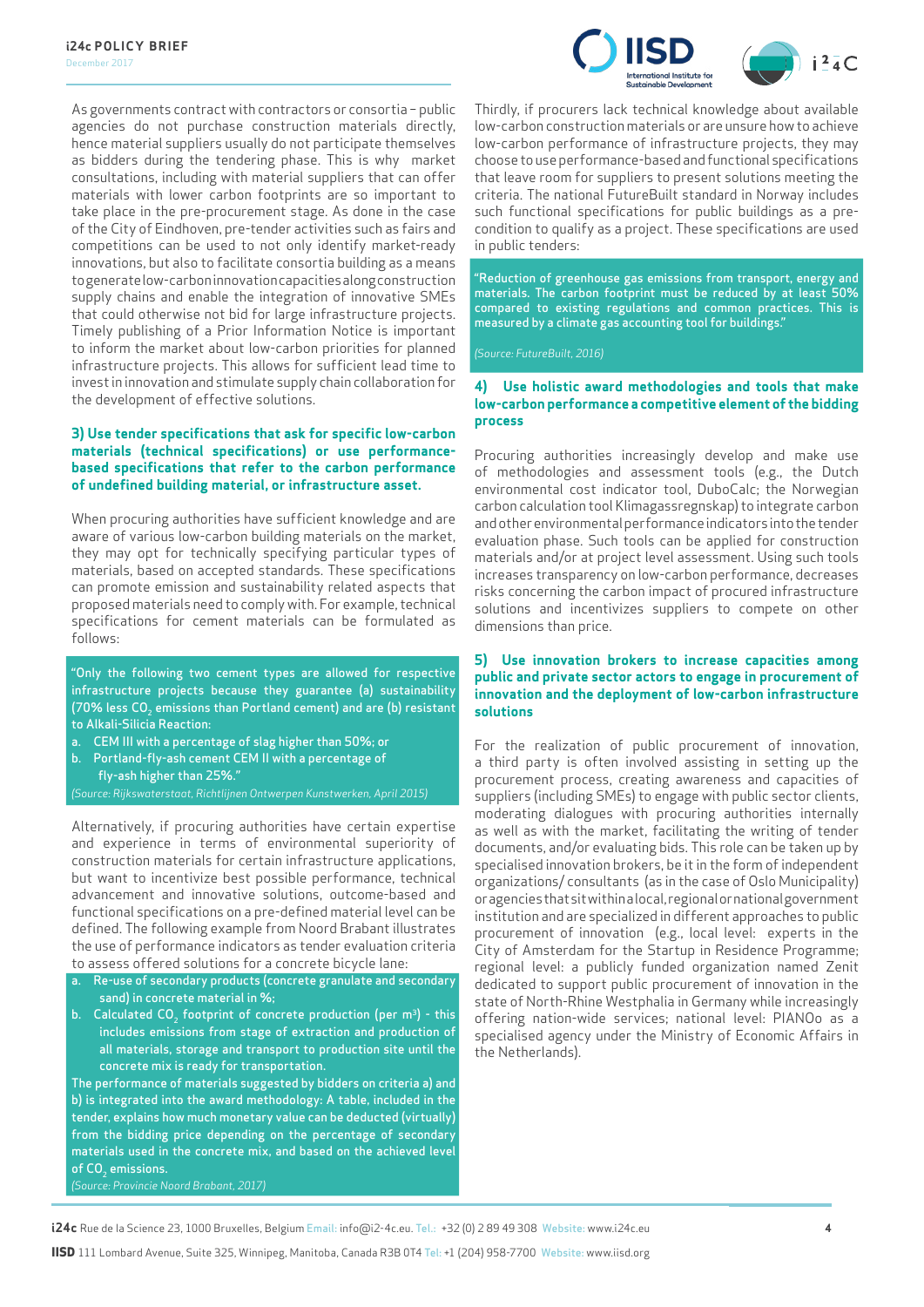As governments contract with contractors or consortia – public agencies do not purchase construction materials directly, hence material suppliers usually do not participate themselves as bidders during the tendering phase. This is why market consultations, including with material suppliers that can offer materials with lower carbon footprints are so important to take place in the pre-procurement stage. As done in the case of the City of Eindhoven, pre-tender activities such as fairs and competitions can be used to not only identify market-ready innovations, but also to facilitate consortia building as a means to generate low-carbon innovation capacities along construction supply chains and enable the integration of innovative SMEs that could otherwise not bid for large infrastructure projects. Timely publishing of a Prior Information Notice is important to inform the market about low-carbon priorities for planned infrastructure projects. This allows for sufficient lead time to invest in innovation and stimulate supply chain collaboration for the development of effective solutions.

### 3) Use tender specifications that ask for specific low-carbon materials (technical specifications) or use performance-based specifications that refer to the carbon performance of undefined building material, or infrastructure asset.

When procuring authorities have sufficient knowledge and are aware of various low-carbon building materials on the market, they may opt for technically specifying particular types of materials, based on accepted standards. These specifications can promote emission and sustainability related aspects that proposed materials need to comply with. For example, technical specifications for cement materials can be formulated as follows:

> "Only the following two cement types are allowed for respective infrastructure projects because they guarantee (a) sustainability (70% less $CO_2$ emissions than Portland cement) and are (b) resistant to Alkali-Silicia Reaction:
>
> a. CEM III with a percentage of slag higher than 50%; or
> b. Portland-fly-ash cement CEM II with a percentage of fly-ash higher than 25%."
>
> *(Source: Rijkswaterstaat, Richtlijnen Ontwerpen Kunstwerken, April 2015)*

Alternatively, if procuring authorities have certain expertise and experience in terms of environmental superiority of construction materials for certain infrastructure applications, but want to incentivize best possible performance, technical advancement and innovative solutions, outcome-based and functional specifications on a pre-defined material level can be defined. The following example from Noord Brabant illustrates the use of performance indicators as tender evaluation criteria to assess offered solutions for a concrete bicycle lane:

> a. Re-use of secondary products (concrete granulate and secondary sand) in concrete material in %;
> b. Calculated $CO_2$ footprint of concrete production (per $m^3$) - this includes emissions from stage of extraction and production of all materials, storage and transport to production site until the concrete mix is ready for transportation.
>
> The performance of materials suggested by bidders on criteria a) and b) is integrated into the award methodology: A table, included in the tender, explains how much monetary value can be deducted (virtually) from the bidding price depending on the percentage of secondary materials used in the concrete mix, and based on the achieved level of $CO_2$ emissions.
>
> *(Source: Provincie Noord Brabant, 2017)*

Thirdly, if procurers lack technical knowledge about available low-carbon construction materials or are unsure how to achieve low-carbon performance of infrastructure projects, they may choose to use performance-based and functional specifications that leave room for suppliers to present solutions meeting the criteria. The national FutureBuilt standard in Norway includes such functional specifications for public buildings as a pre-condition to qualify as a project. These specifications are used in public tenders:

> "Reduction of greenhouse gas emissions from transport, energy and materials. The carbon footprint must be reduced by at least 50% compared to existing regulations and common practices. This is measured by a climate gas accounting tool for buildings."
>
> *(Source: FutureBuilt, 2016)*

### 4) Use holistic award methodologies and tools that make low-carbon performance a competitive element of the bidding process

Procuring authorities increasingly develop and make use of methodologies and assessment tools (e.g., the Dutch environmental cost indicator tool, DuboCalc; the Norwegian carbon calculation tool Klimagassregnskap) to integrate carbon and other environmental performance indicators into the tender evaluation phase. Such tools can be applied for construction materials and/or at project level assessment. Using such tools increases transparency on low-carbon performance, decreases risks concerning the carbon impact of procured infrastructure solutions and incentivizes suppliers to compete on other dimensions than price.

### 5) Use innovation brokers to increase capacities among public and private sector actors to engage in procurement of innovation and the deployment of low-carbon infrastructure solutions

For the realization of public procurement of innovation, a third party is often involved assisting in setting up the procurement process, creating awareness and capacities of suppliers (including SMEs) to engage with public sector clients, moderating dialogues with procuring authorities internally as well as with the market, facilitating the writing of tender documents, and/or evaluating bids. This role can be taken up by specialised innovation brokers, be it in the form of independent organizations/ consultants (as in the case of Oslo Municipality) or agencies that sit within a local, regional or national government institution and are specialized in different approaches to public procurement of innovation (e.g., local level: experts in the City of Amsterdam for the Startup in Residence Programme; regional level: a publicly funded organization named Zenit dedicated to support public procurement of innovation in the state of North-Rhine Westphalia in Germany while increasingly offering nation-wide services; national level: PIANOo as a specialised agency under the Ministry of Economic Affairs in the Netherlands).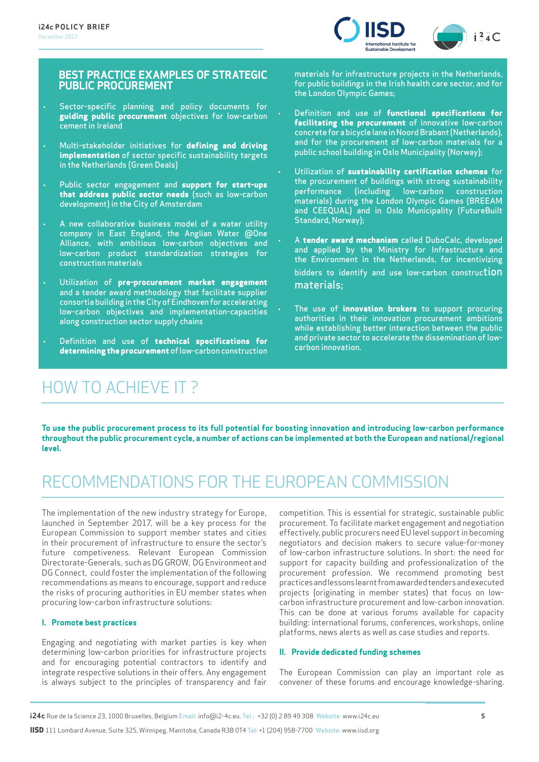## BEST PRACTICE EXAMPLES OF STRATEGIC PUBLIC PROCUREMENT

- Sector-specific planning and policy documents for **guiding public procurement** objectives for low-carbon cement in Ireland
- Multi-stakeholder initiatives for **defining and driving implementation** of sector specific sustainability targets in the Netherlands (Green Deals)
- Public sector engagement and **support for start-ups that address public sector needs** (such as low-carbon development) in the City of Amsterdam
- A new collaborative business model of a water utility company in East England, the Anglian Water @One Alliance, with ambitious low-carbon objectives and low-carbon product standardization strategies for construction materials
- Utilization of **pre-procurement market engagement** and a tender award methodology that facilitate supplier consortia building in the City of Eindhoven for accelerating low-carbon objectives and implementation-capacities along construction sector supply chains
- Definition and use of **technical specifications for determining the procurement** of low-carbon construction materials for infrastructure projects in the Netherlands, for public buildings in the Irish health care sector, and for the London Olympic Games;
- Definition and use of **functional specifications for facilitating the procurement** of innovative low-carbon concrete for a bicycle lane in Noord Brabant (Netherlands), and for the procurement of low-carbon materials for a public school building in Oslo Municipality (Norway);
- Utilization of **sustainability certification schemes** for the procurement of buildings with strong sustainability performance (including low-carbon construction materials) during the London Olympic Games (BREEAM and CEEQUAL) and in Oslo Municipality (FutureBuilt Standard, Norway);
- A **tender award mechanism** called DuboCalc, developed and applied by the Ministry for Infrastructure and the Environment in the Netherlands, for incentivizing bidders to identify and use low-carbon construction materials;
- The use of **innovation brokers** to support procuring authorities in their innovation procurement ambitions while establishing better interaction between the public and private sector to accelerate the dissemination of low-carbon innovation.

# HOW TO ACHIEVE IT ?

**To use the public procurement process to its full potential for boosting innovation and introducing low-carbon performance throughout the public procurement cycle, a number of actions can be implemented at both the European and national/regional level.**

# RECOMMENDATIONS FOR THE EUROPEAN COMMISSION

The implementation of the new industry strategy for Europe, launched in September 2017, will be a key process for the European Commission to support member states and cities in their procurement of infrastructure to ensure the sector's future competiveness. Relevant European Commission Directorate-Generals, such as DG GROW, DG Environment and DG Connect, could foster the implementation of the following recommendations as means to encourage, support and reduce the risks of procuring authorities in EU member states when procuring low-carbon infrastructure solutions:

### I. Promote best practices

Engaging and negotiating with market parties is key when determining low-carbon priorities for infrastructure projects and for encouraging potential contractors to identify and integrate respective solutions in their offers. Any engagement is always subject to the principles of transparency and fair competition. This is essential for strategic, sustainable public procurement. To facilitate market engagement and negotiation effectively, public procurers need EU level support in becoming negotiators and decision makers to secure value-for-money of low-carbon infrastructure solutions. In short: the need for support for capacity building and professionalization of the procurement profession. We recommend promoting best practices and lessons learnt from awarded tenders and executed projects (originating in member states) that focus on low-carbon infrastructure procurement and low-carbon innovation. This can be done at various forums available for capacity building: international forums, conferences, workshops, online platforms, news alerts as well as case studies and reports.

### II. Provide dedicated funding schemes

The European Commission can play an important role as convener of these forums and encourage knowledge-sharing.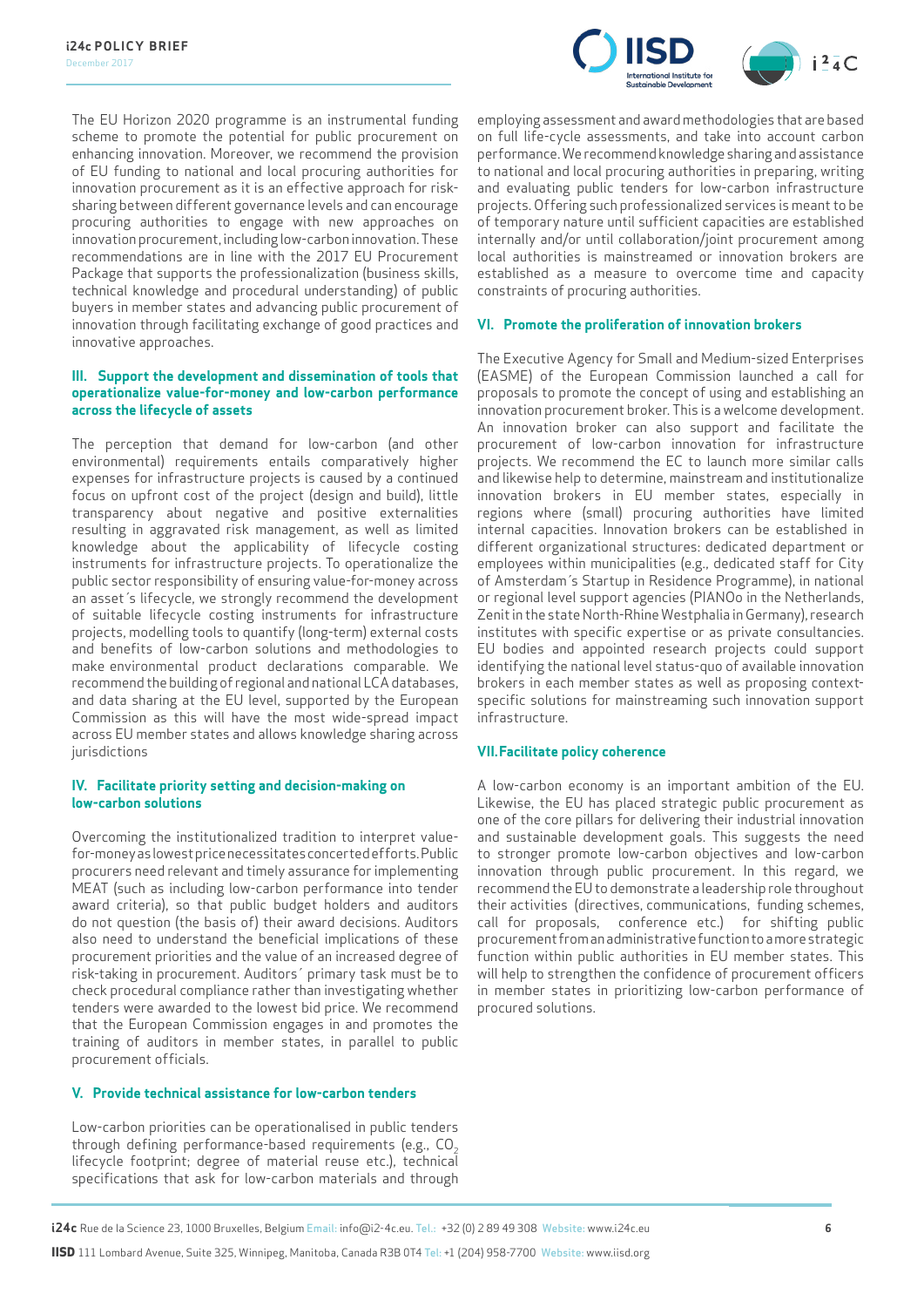The EU Horizon 2020 programme is an instrumental funding scheme to promote the potential for public procurement on enhancing innovation. Moreover, we recommend the provision of EU funding to national and local procuring authorities for innovation procurement as it is an effective approach for risk-sharing between different governance levels and can encourage procuring authorities to engage with new approaches on innovation procurement, including low-carbon innovation. These recommendations are in line with the 2017 EU Procurement Package that supports the professionalization (business skills, technical knowledge and procedural understanding) of public buyers in member states and advancing public procurement of innovation through facilitating exchange of good practices and innovative approaches.

### III. Support the development and dissemination of tools that operationalize value-for-money and low-carbon performance across the lifecycle of assets

The perception that demand for low-carbon (and other environmental) requirements entails comparatively higher expenses for infrastructure projects is caused by a continued focus on upfront cost of the project (design and build), little transparency about negative and positive externalities resulting in aggravated risk management, as well as limited knowledge about the applicability of lifecycle costing instruments for infrastructure projects. To operationalize the public sector responsibility of ensuring value-for-money across an asset´s lifecycle, we strongly recommend the development of suitable lifecycle costing instruments for infrastructure projects, modelling tools to quantify (long-term) external costs and benefits of low-carbon solutions and methodologies to make environmental product declarations comparable. We recommend the building of regional and national LCA databases, and data sharing at the EU level, supported by the European Commission as this will have the most wide-spread impact across EU member states and allows knowledge sharing across jurisdictions

### IV. Facilitate priority setting and decision-making on low-carbon solutions

Overcoming the institutionalized tradition to interpret value-for-money as lowest price necessitates concerted efforts. Public procurers need relevant and timely assurance for implementing MEAT (such as including low-carbon performance into tender award criteria), so that public budget holders and auditors do not question (the basis of) their award decisions. Auditors also need to understand the beneficial implications of these procurement priorities and the value of an increased degree of risk-taking in procurement. Auditors´ primary task must be to check procedural compliance rather than investigating whether tenders were awarded to the lowest bid price. We recommend that the European Commission engages in and promotes the training of auditors in member states, in parallel to public procurement officials.

### V. Provide technical assistance for low-carbon tenders

Low-carbon priorities can be operationalised in public tenders through defining performance-based requirements (e.g., $CO_2$ lifecycle footprint; degree of material reuse etc.), technical specifications that ask for low-carbon materials and through employing assessment and award methodologies that are based on full life-cycle assessments, and take into account carbon performance. We recommend knowledge sharing and assistance to national and local procuring authorities in preparing, writing and evaluating public tenders for low-carbon infrastructure projects. Offering such professionalized services is meant to be of temporary nature until sufficient capacities are established internally and/or until collaboration/joint procurement among local authorities is mainstreamed or innovation brokers are established as a measure to overcome time and capacity constraints of procuring authorities.

### VI. Promote the proliferation of innovation brokers

The Executive Agency for Small and Medium-sized Enterprises (EASME) of the European Commission launched a call for proposals to promote the concept of using and establishing an innovation procurement broker. This is a welcome development. An innovation broker can also support and facilitate the procurement of low-carbon innovation for infrastructure projects. We recommend the EC to launch more similar calls and likewise help to determine, mainstream and institutionalize innovation brokers in EU member states, especially in regions where (small) procuring authorities have limited internal capacities. Innovation brokers can be established in different organizational structures: dedicated department or employees within municipalities (e.g., dedicated staff for City of Amsterdam´s Startup in Residence Programme), in national or regional level support agencies (PIANOo in the Netherlands, Zenit in the state North-Rhine Westphalia in Germany), research institutes with specific expertise or as private consultancies. EU bodies and appointed research projects could support identifying the national level status-quo of available innovation brokers in each member states as well as proposing context-specific solutions for mainstreaming such innovation support infrastructure.

### VII. Facilitate policy coherence

A low-carbon economy is an important ambition of the EU. Likewise, the EU has placed strategic public procurement as one of the core pillars for delivering their industrial innovation and sustainable development goals. This suggests the need to stronger promote low-carbon objectives and low-carbon innovation through public procurement. In this regard, we recommend the EU to demonstrate a leadership role throughout their activities (directives, communications, funding schemes, call for proposals, conference etc.) for shifting public procurement from an administrative function to a more strategic function within public authorities in EU member states. This will help to strengthen the confidence of procurement officers in member states in prioritizing low-carbon performance of procured solutions.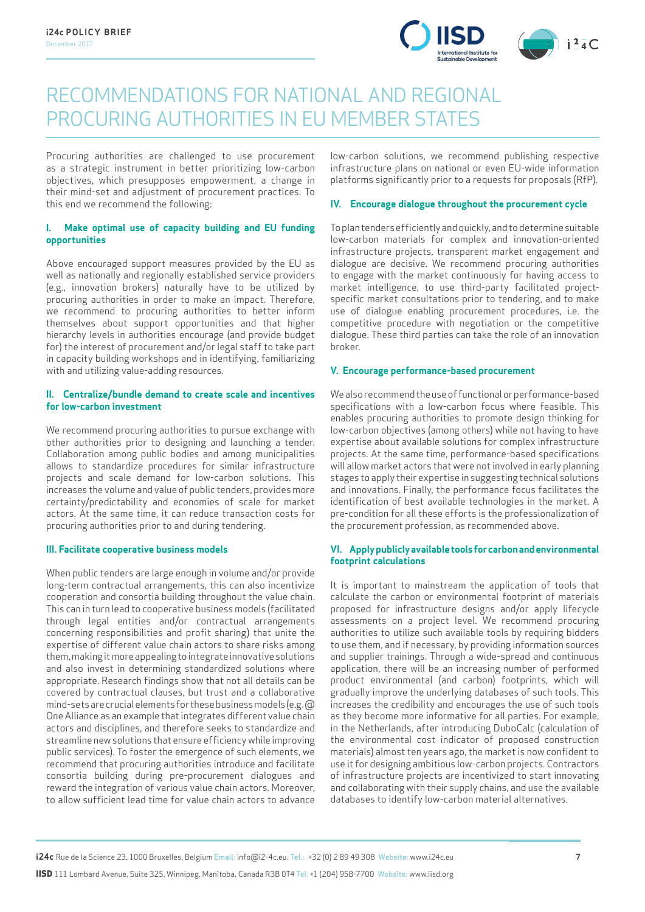# RECOMMENDATIONS FOR NATIONAL AND REGIONAL PROCURING AUTHORITIES IN EU MEMBER STATES

Procuring authorities are challenged to use procurement as a strategic instrument in better prioritizing low-carbon objectives, which presupposes empowerment, a change in their mind-set and adjustment of procurement practices. To this end we recommend the following:

### I. Make optimal use of capacity building and EU funding opportunities

Above encouraged support measures provided by the EU as well as nationally and regionally established service providers (e.g., innovation brokers) naturally have to be utilized by procuring authorities in order to make an impact. Therefore, we recommend to procuring authorities to better inform themselves about support opportunities and that higher hierarchy levels in authorities encourage (and provide budget for) the interest of procurement and/or legal staff to take part in capacity building workshops and in identifying, familiarizing with and utilizing value-adding resources.

### II. Centralize/bundle demand to create scale and incentives for low-carbon investment

We recommend procuring authorities to pursue exchange with other authorities prior to designing and launching a tender. Collaboration among public bodies and among municipalities allows to standardize procedures for similar infrastructure projects and scale demand for low-carbon solutions. This increases the volume and value of public tenders, provides more certainty/predictability and economies of scale for market actors. At the same time, it can reduce transaction costs for procuring authorities prior to and during tendering.

### III. Facilitate cooperative business models

When public tenders are large enough in volume and/or provide long-term contractual arrangements, this can also incentivize cooperation and consortia building throughout the value chain. This can in turn lead to cooperative business models (facilitated through legal entities and/or contractual arrangements concerning responsibilities and profit sharing) that unite the expertise of different value chain actors to share risks among them, making it more appealing to integrate innovative solutions and also invest in determining standardized solutions where appropriate. Research findings show that not all details can be covered by contractual clauses, but trust and a collaborative mind-sets are crucial elements for these business models (e.g. @One Alliance as an example that integrates different value chain actors and disciplines, and therefore seeks to standardize and streamline new solutions that ensure efficiency while improving public services). To foster the emergence of such elements, we recommend that procuring authorities introduce and facilitate consortia building during pre-procurement dialogues and reward the integration of various value chain actors. Moreover, to allow sufficient lead time for value chain actors to advance low-carbon solutions, we recommend publishing respective infrastructure plans on national or even EU-wide information platforms significantly prior to a requests for proposals (RfP).

### IV. Encourage dialogue throughout the procurement cycle

To plan tenders efficiently and quickly, and to determine suitable low-carbon materials for complex and innovation-oriented infrastructure projects, transparent market engagement and dialogue are decisive. We recommend procuring authorities to engage with the market continuously for having access to market intelligence, to use third-party facilitated project-specific market consultations prior to tendering, and to make use of dialogue enabling procurement procedures, i.e. the competitive procedure with negotiation or the competitive dialogue. These third parties can take the role of an innovation broker.

### V. Encourage performance-based procurement

We also recommend the use of functional or performance-based specifications with a low-carbon focus where feasible. This enables procuring authorities to promote design thinking for low-carbon objectives (among others) while not having to have expertise about available solutions for complex infrastructure projects. At the same time, performance-based specifications will allow market actors that were not involved in early planning stages to apply their expertise in suggesting technical solutions and innovations. Finally, the performance focus facilitates the identification of best available technologies in the market. A pre-condition for all these efforts is the professionalization of the procurement profession, as recommended above.

### VI. Apply publicly available tools for carbon and environmental footprint calculations

It is important to mainstream the application of tools that calculate the carbon or environmental footprint of materials proposed for infrastructure designs and/or apply lifecycle assessments on a project level. We recommend procuring authorities to utilize such available tools by requiring bidders to use them, and if necessary, by providing information sources and supplier trainings. Through a wide-spread and continuous application, there will be an increasing number of performed product environmental (and carbon) footprints, which will gradually improve the underlying databases of such tools. This increases the credibility and encourages the use of such tools as they become more informative for all parties. For example, in the Netherlands, after introducing DuboCalc (calculation of the environmental cost indicator of proposed construction materials) almost ten years ago, the market is now confident to use it for designing ambitious low-carbon projects. Contractors of infrastructure projects are incentivized to start innovating and collaborating with their supply chains, and use the available databases to identify low-carbon material alternatives.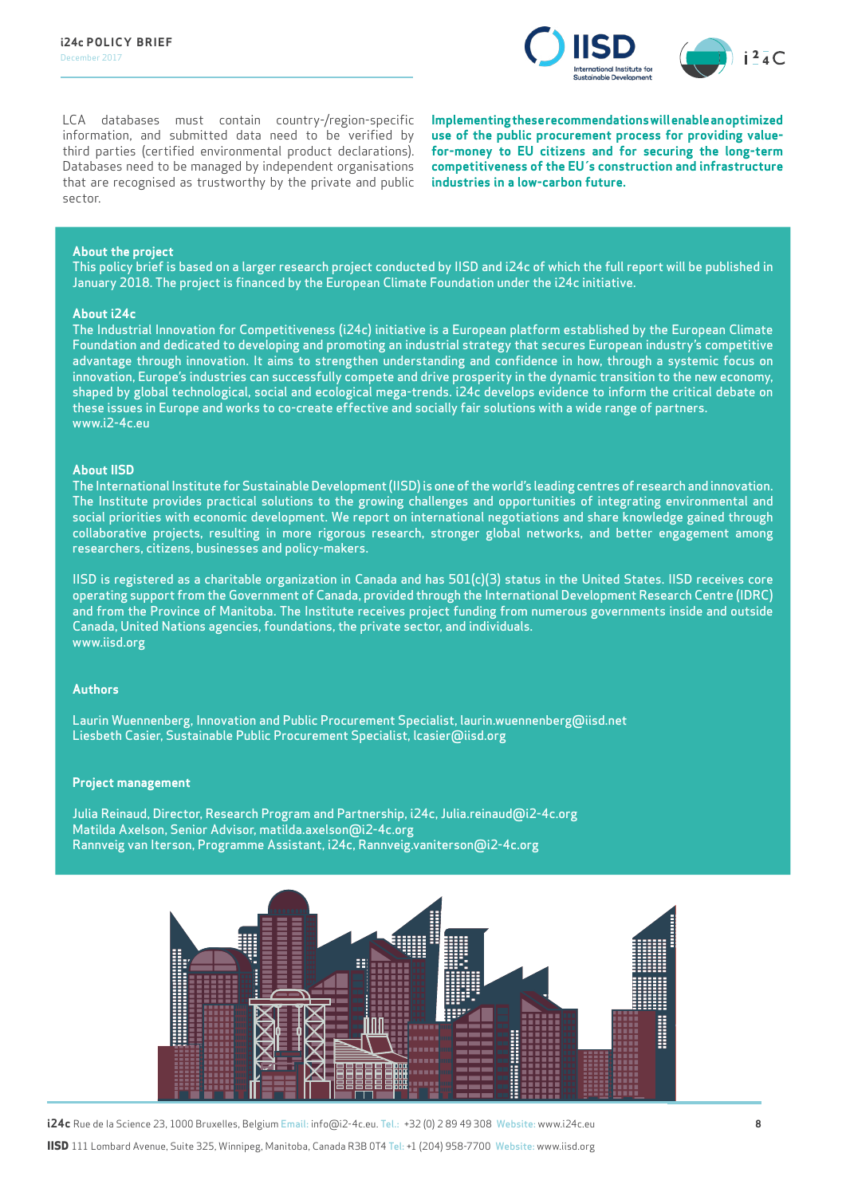LCA databases must contain country-/region-specific information, and submitted data need to be verified by third parties (certified environmental product declarations). Databases need to be managed by independent organisations that are recognised as trustworthy by the private and public sector.

**Implementing these recommendations will enable an optimized use of the public procurement process for providing value-for-money to EU citizens and for securing the long-term competitiveness of the EU´s construction and infrastructure industries in a low-carbon future.**

**About the project**
This policy brief is based on a larger research project conducted by IISD and i24c of which the full report will be published in January 2018. The project is financed by the European Climate Foundation under the i24c initiative.

**About i24c**
The Industrial Innovation for Competitiveness (i24c) initiative is a European platform established by the European Climate Foundation and dedicated to developing and promoting an industrial strategy that secures European industry's competitive advantage through innovation. It aims to strengthen understanding and confidence in how, through a systemic focus on innovation, Europe's industries can successfully compete and drive prosperity in the dynamic transition to the new economy, shaped by global technological, social and ecological mega-trends. i24c develops evidence to inform the critical debate on these issues in Europe and works to co-create effective and socially fair solutions with a wide range of partners.
www.i2-4c.eu

**About IISD**
The International Institute for Sustainable Development (IISD) is one of the world's leading centres of research and innovation. The Institute provides practical solutions to the growing challenges and opportunities of integrating environmental and social priorities with economic development. We report on international negotiations and share knowledge gained through collaborative projects, resulting in more rigorous research, stronger global networks, and better engagement among researchers, citizens, businesses and policy-makers.

IISD is registered as a charitable organization in Canada and has 501(c)(3) status in the United States. IISD receives core operating support from the Government of Canada, provided through the International Development Research Centre (IDRC) and from the Province of Manitoba. The Institute receives project funding from numerous governments inside and outside Canada, United Nations agencies, foundations, the private sector, and individuals.
www.iisd.org

**Authors**

Laurin Wuennenberg, Innovation and Public Procurement Specialist, laurin.wuennenberg@iisd.net
Liesbeth Casier, Sustainable Public Procurement Specialist, lcasier@iisd.org

**Project management**

Julia Reinaud, Director, Research Program and Partnership, i24c, Julia.reinaud@i2-4c.org
Matilda Axelson, Senior Advisor, matilda.axelson@i2-4c.org
Rannveig van Iterson, Programme Assistant, i24c, Rannveig.vaniterson@i2-4c.org

**i24c** Rue de la Science 23, 1000 Bruxelles, Belgium Email: info@i2-4c.eu. Tel.: +32 (0) 2 89 49 308 Website: www.i24c.eu

**IISD** 111 Lombard Avenue, Suite 325, Winnipeg, Manitoba, Canada R3B 0T4 Tel: +1 (204) 958-7700 Website: www.iisd.org